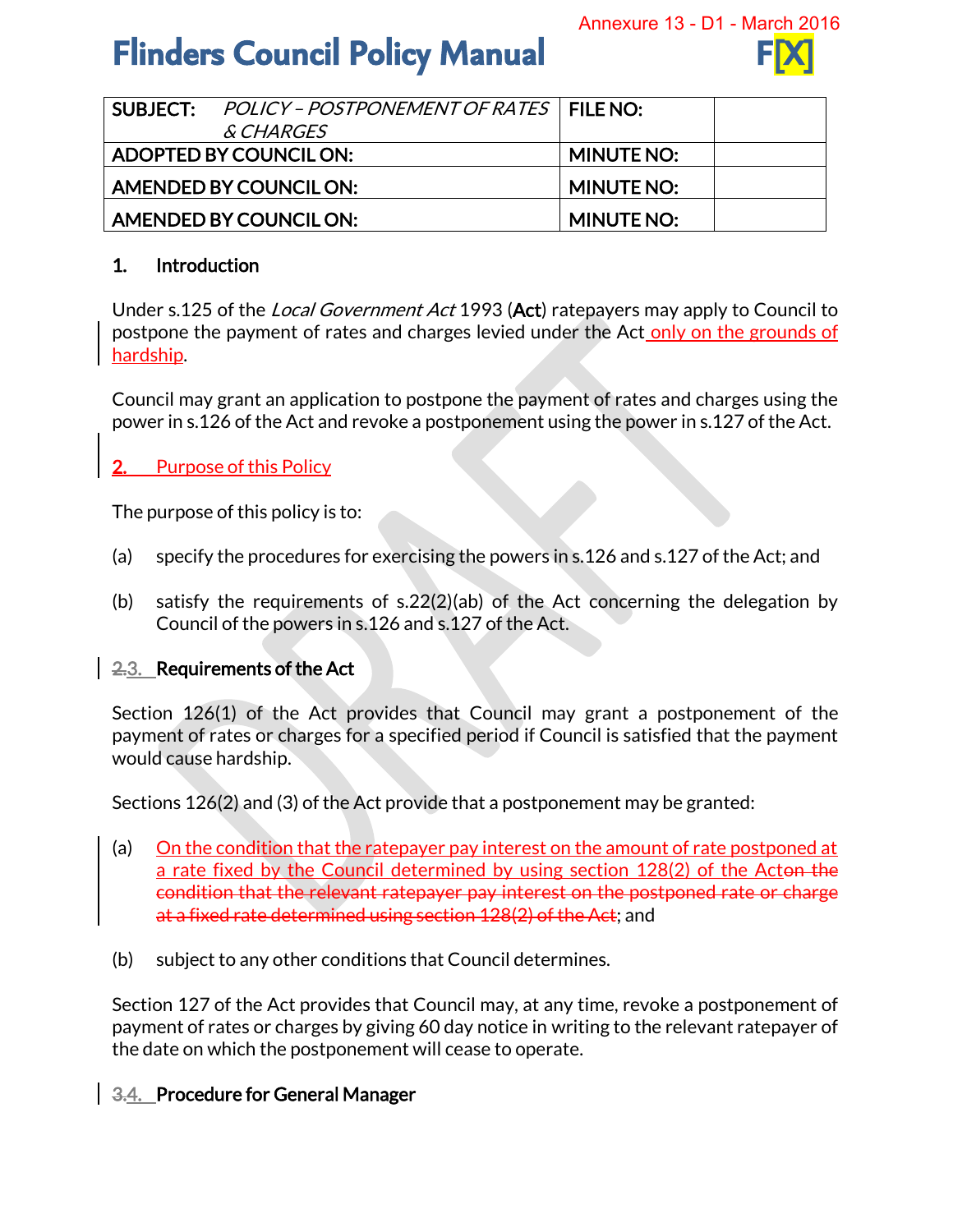Annexure 13 - D1 - March 2016

# Flinders Council Policy Manual

| SUBJECT: *POLICY – POSTPONEMENT OF RATES & CHARGES* | FILE NO: | |
|---|---|---|
| ADOPTED BY COUNCIL ON: | MINUTE NO: | |
| AMENDED BY COUNCIL ON: | MINUTE NO: | |
| AMENDED BY COUNCIL ON: | MINUTE NO: | |

## 1. Introduction

Under s.125 of the *Local Government Act* 1993 (**Act**) ratepayers may apply to Council to postpone the payment of rates and charges levied under the Act only on the grounds of hardship.

Council may grant an application to postpone the payment of rates and charges using the power in s.126 of the Act and revoke a postponement using the power in s.127 of the Act.

## 2. Purpose of this Policy

The purpose of this policy is to:

(a) specify the procedures for exercising the powers in s.126 and s.127 of the Act; and

(b) satisfy the requirements of s.22(2)(ab) of the Act concerning the delegation by Council of the powers in s.126 and s.127 of the Act.

## ~~2.~~3. Requirements of the Act

Section 126(1) of the Act provides that Council may grant a postponement of the payment of rates or charges for a specified period if Council is satisfied that the payment would cause hardship.

Sections 126(2) and (3) of the Act provide that a postponement may be granted:

(a) On the condition that the ratepayer pay interest on the amount of rate postponed at a rate fixed by the Council determined by using section 128(2) of the Act~~on the condition that the relevant ratepayer pay interest on the postponed rate or charge at a fixed rate determined using section 128(2) of the Act~~; and

(b) subject to any other conditions that Council determines.

Section 127 of the Act provides that Council may, at any time, revoke a postponement of payment of rates or charges by giving 60 day notice in writing to the relevant ratepayer of the date on which the postponement will cease to operate.

## ~~3.~~4. Procedure for General Manager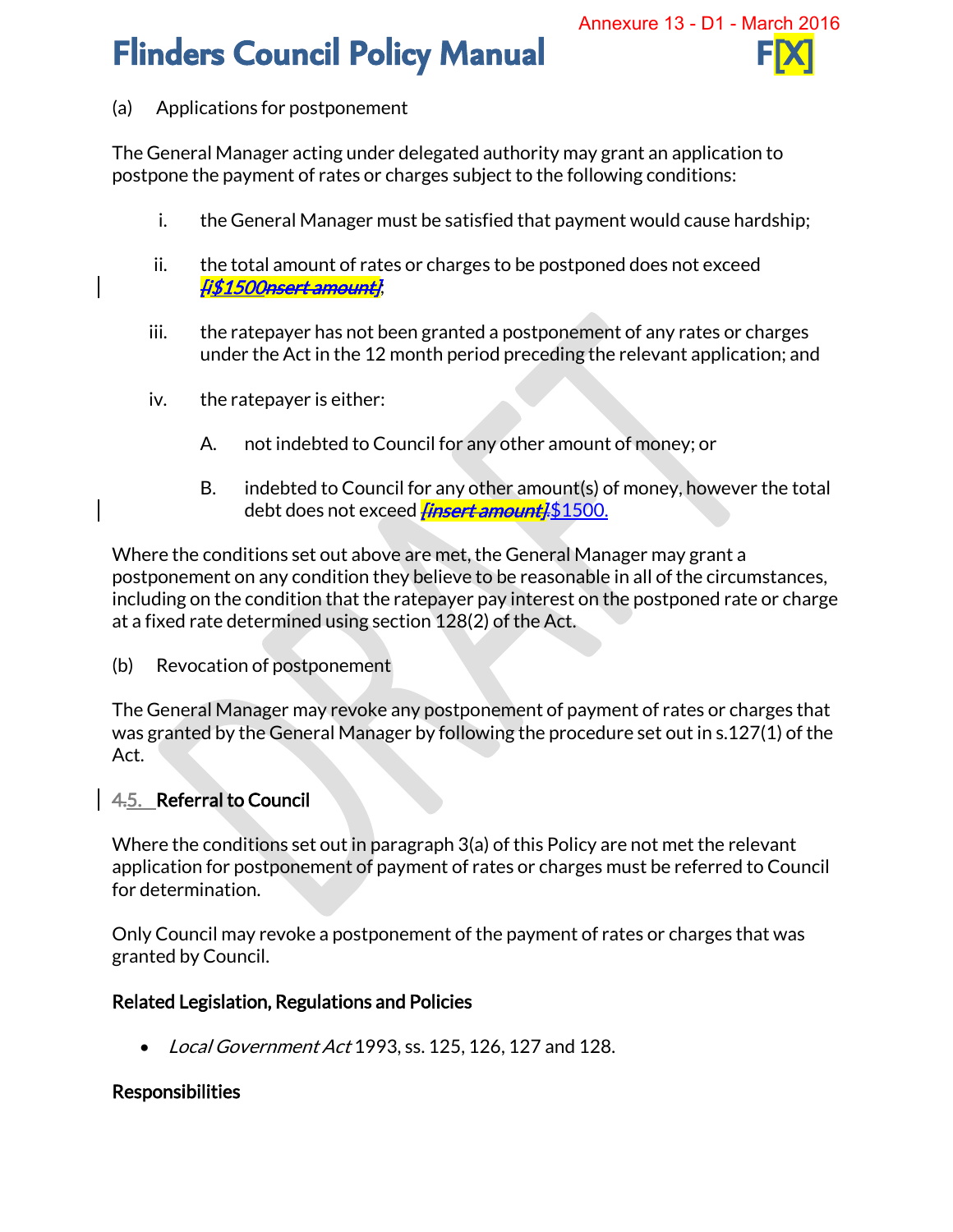(a) Applications for postponement

The General Manager acting under delegated authority may grant an application to postpone the payment of rates or charges subject to the following conditions:

i. the General Manager must be satisfied that payment would cause hardship;

ii. the total amount of rates or charges to be postponed does not exceed [i$1500nsert amount];

iii. the ratepayer has not been granted a postponement of any rates or charges under the Act in the 12 month period preceding the relevant application; and

iv. the ratepayer is either:

A. not indebted to Council for any other amount of money; or

B. indebted to Council for any other amount(s) of money, however the total debt does not exceed [insert amount].$1500.

Where the conditions set out above are met, the General Manager may grant a postponement on any condition they believe to be reasonable in all of the circumstances, including on the condition that the ratepayer pay interest on the postponed rate or charge at a fixed rate determined using section 128(2) of the Act.

(b) Revocation of postponement

The General Manager may revoke any postponement of payment of rates or charges that was granted by the General Manager by following the procedure set out in s.127(1) of the Act.

**4.5. Referral to Council**

Where the conditions set out in paragraph 3(a) of this Policy are not met the relevant application for postponement of payment of rates or charges must be referred to Council for determination.

Only Council may revoke a postponement of the payment of rates or charges that was granted by Council.

**Related Legislation, Regulations and Policies**

- *Local Government Act* 1993, ss. 125, 126, 127 and 128.

**Responsibilities**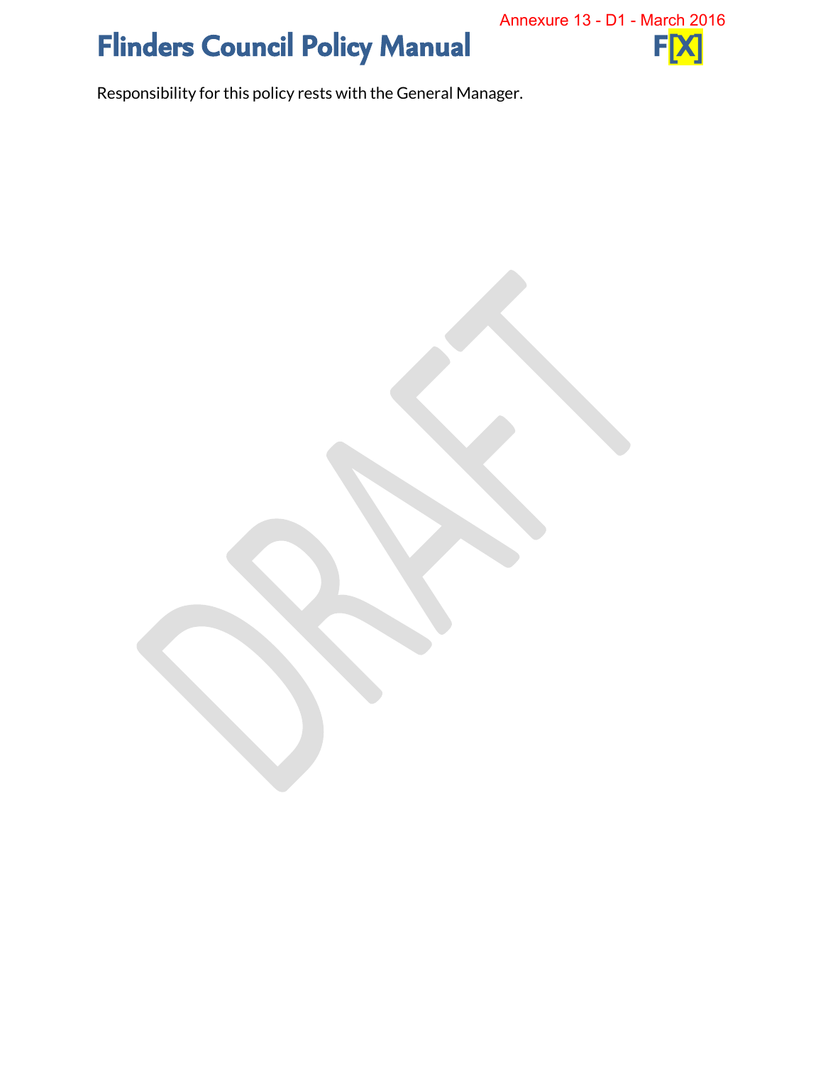Responsibility for this policy rests with the General Manager.